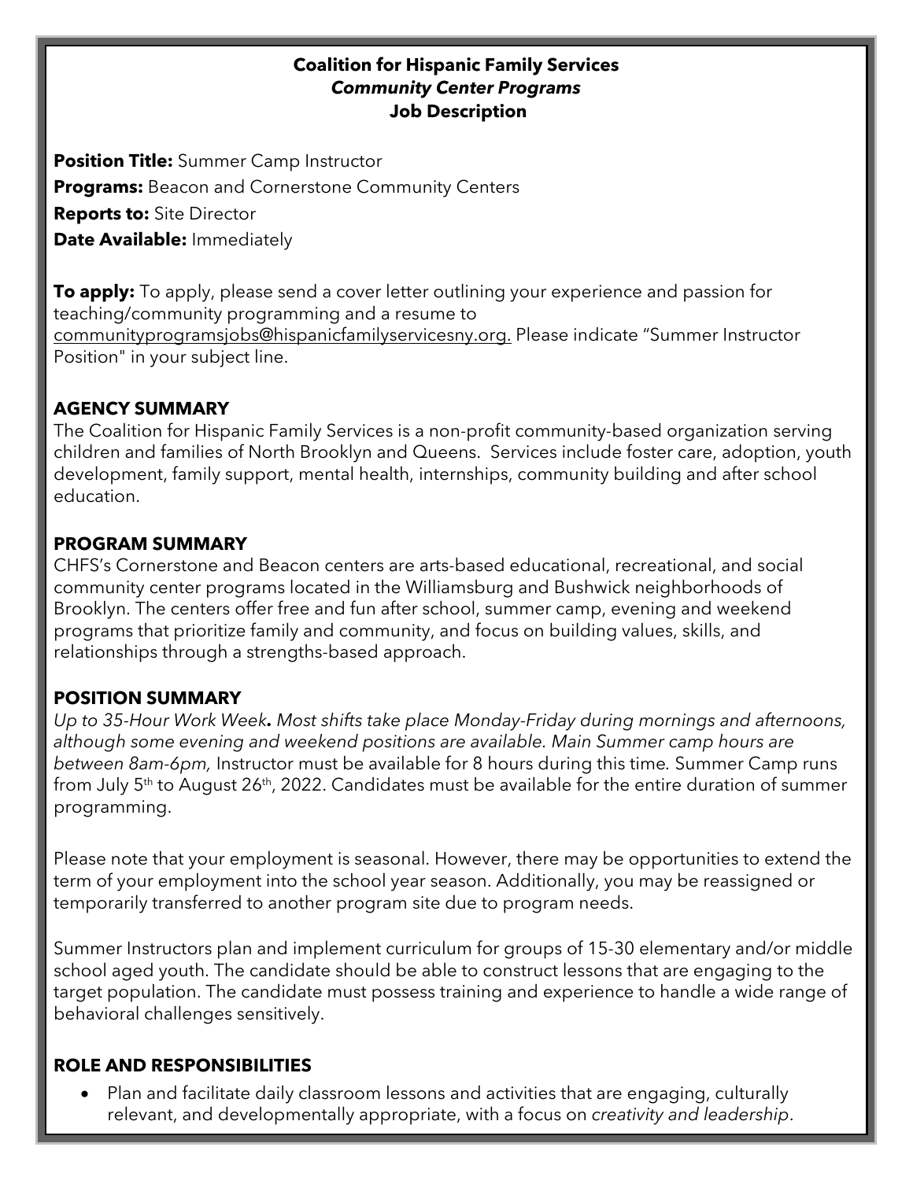**Coalition for Hispanic Family Services**
***Community Center Programs***
**Job Description**

**Position Title:** Summer Camp Instructor
**Programs:** Beacon and Cornerstone Community Centers
**Reports to:** Site Director
**Date Available:** Immediately

**To apply:** To apply, please send a cover letter outlining your experience and passion for teaching/community programming and a resume to communityprogramsjobs@hispanicfamilyservicesny.org. Please indicate "Summer Instructor Position" in your subject line.

## AGENCY SUMMARY

The Coalition for Hispanic Family Services is a non-profit community-based organization serving children and families of North Brooklyn and Queens. Services include foster care, adoption, youth development, family support, mental health, internships, community building and after school education.

## PROGRAM SUMMARY

CHFS's Cornerstone and Beacon centers are arts-based educational, recreational, and social community center programs located in the Williamsburg and Bushwick neighborhoods of Brooklyn. The centers offer free and fun after school, summer camp, evening and weekend programs that prioritize family and community, and focus on building values, skills, and relationships through a strengths-based approach.

## POSITION SUMMARY

*Up to 35-Hour Work Week**.** Most shifts take place Monday-Friday during mornings and afternoons, although some evening and weekend positions are available. Main Summer camp hours are between 8am-6pm,* Instructor must be available for 8 hours during this time. Summer Camp runs from July 5th to August 26th, 2022. Candidates must be available for the entire duration of summer programming.

Please note that your employment is seasonal. However, there may be opportunities to extend the term of your employment into the school year season. Additionally, you may be reassigned or temporarily transferred to another program site due to program needs.

Summer Instructors plan and implement curriculum for groups of 15-30 elementary and/or middle school aged youth. The candidate should be able to construct lessons that are engaging to the target population. The candidate must possess training and experience to handle a wide range of behavioral challenges sensitively.

## ROLE AND RESPONSIBILITIES

- Plan and facilitate daily classroom lessons and activities that are engaging, culturally relevant, and developmentally appropriate, with a focus on *creativity and leadership*.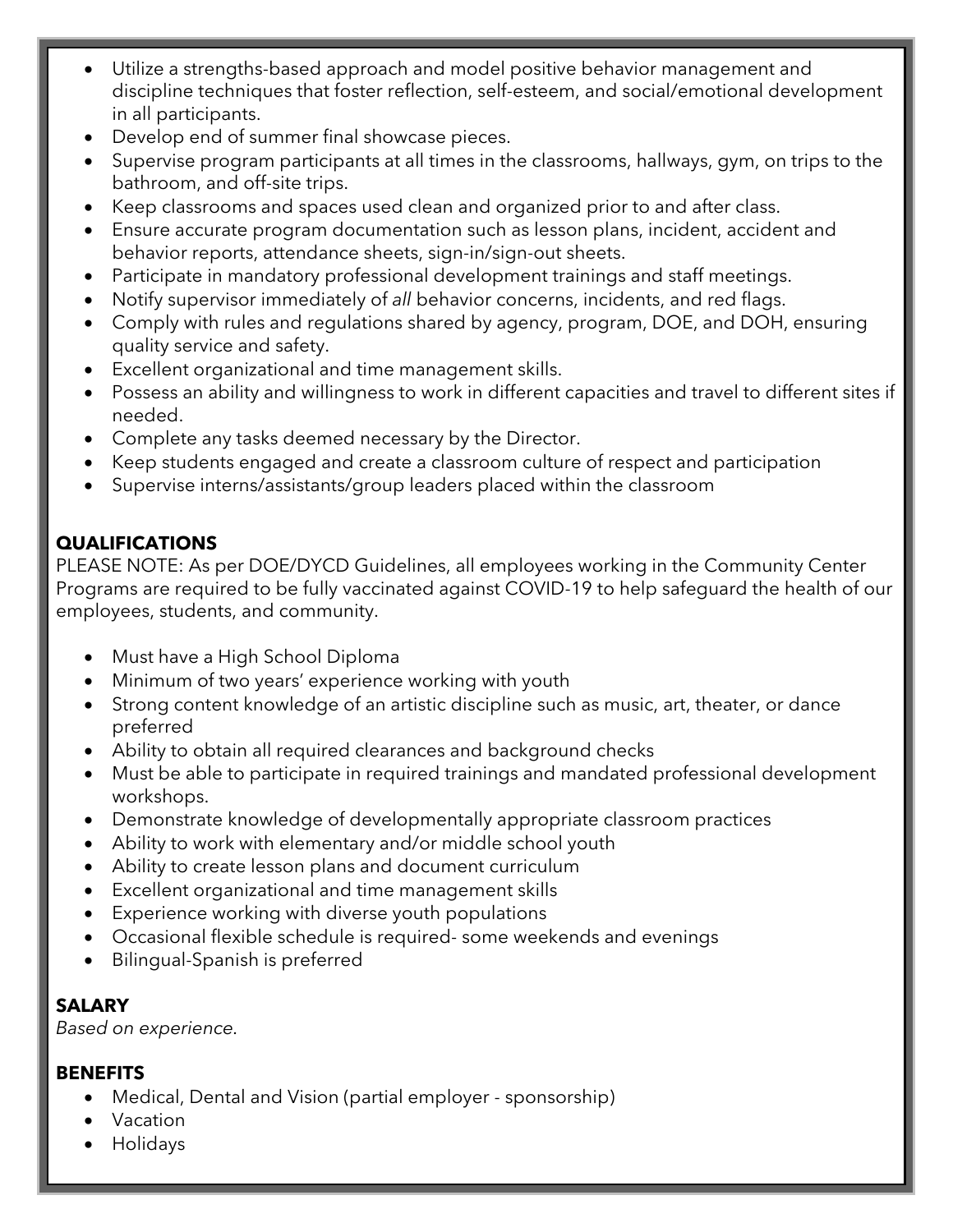- Utilize a strengths-based approach and model positive behavior management and discipline techniques that foster reflection, self-esteem, and social/emotional development in all participants.
- Develop end of summer final showcase pieces.
- Supervise program participants at all times in the classrooms, hallways, gym, on trips to the bathroom, and off-site trips.
- Keep classrooms and spaces used clean and organized prior to and after class.
- Ensure accurate program documentation such as lesson plans, incident, accident and behavior reports, attendance sheets, sign-in/sign-out sheets.
- Participate in mandatory professional development trainings and staff meetings.
- Notify supervisor immediately of *all* behavior concerns, incidents, and red flags.
- Comply with rules and regulations shared by agency, program, DOE, and DOH, ensuring quality service and safety.
- Excellent organizational and time management skills.
- Possess an ability and willingness to work in different capacities and travel to different sites if needed.
- Complete any tasks deemed necessary by the Director.
- Keep students engaged and create a classroom culture of respect and participation
- Supervise interns/assistants/group leaders placed within the classroom

**QUALIFICATIONS**

PLEASE NOTE: As per DOE/DYCD Guidelines, all employees working in the Community Center Programs are required to be fully vaccinated against COVID-19 to help safeguard the health of our employees, students, and community.

- Must have a High School Diploma
- Minimum of two years' experience working with youth
- Strong content knowledge of an artistic discipline such as music, art, theater, or dance preferred
- Ability to obtain all required clearances and background checks
- Must be able to participate in required trainings and mandated professional development workshops.
- Demonstrate knowledge of developmentally appropriate classroom practices
- Ability to work with elementary and/or middle school youth
- Ability to create lesson plans and document curriculum
- Excellent organizational and time management skills
- Experience working with diverse youth populations
- Occasional flexible schedule is required- some weekends and evenings
- Bilingual-Spanish is preferred

**SALARY**

*Based on experience.*

**BENEFITS**

- Medical, Dental and Vision (partial employer - sponsorship)
- Vacation
- Holidays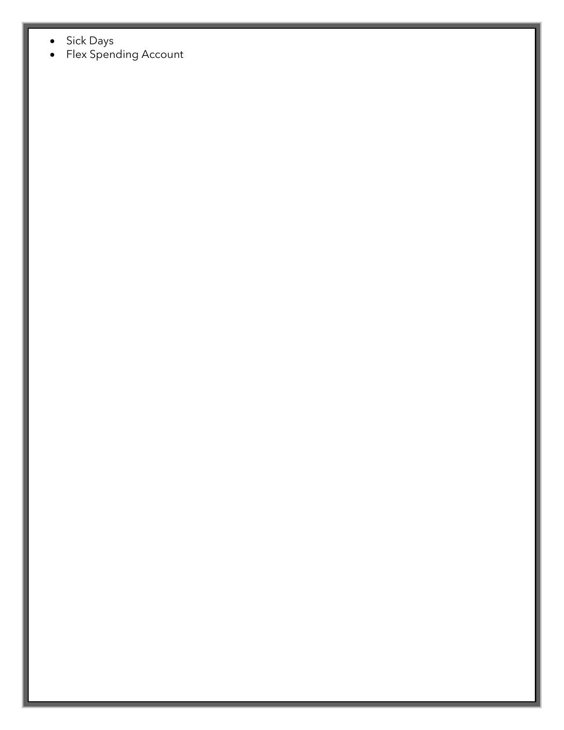- Sick Days
- Flex Spending Account